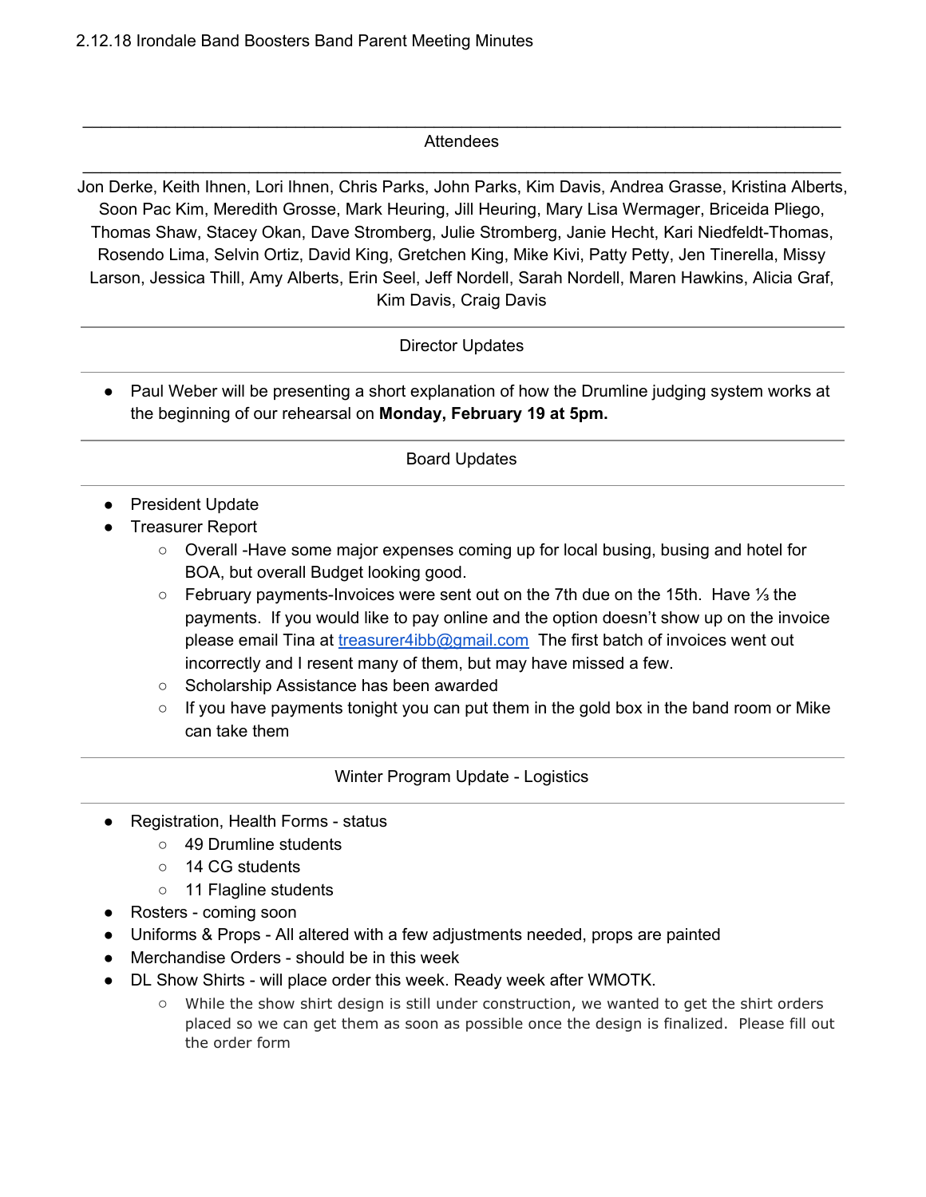2.12.18 Irondale Band Boosters Band Parent Meeting Minutes

## Attendees

Jon Derke, Keith Ihnen, Lori Ihnen, Chris Parks, John Parks, Kim Davis, Andrea Grasse, Kristina Alberts, Soon Pac Kim, Meredith Grosse, Mark Heuring, Jill Heuring, Mary Lisa Wermager, Briceida Pliego, Thomas Shaw, Stacey Okan, Dave Stromberg, Julie Stromberg, Janie Hecht, Kari Niedfeldt-Thomas, Rosendo Lima, Selvin Ortiz, David King, Gretchen King, Mike Kivi, Patty Petty, Jen Tinerella, Missy Larson, Jessica Thill, Amy Alberts, Erin Seel, Jeff Nordell, Sarah Nordell, Maren Hawkins, Alicia Graf, Kim Davis, Craig Davis

## Director Updates

- Paul Weber will be presenting a short explanation of how the Drumline judging system works at the beginning of our rehearsal on **Monday, February 19 at 5pm.**

## Board Updates

- President Update
- Treasurer Report
  - Overall -Have some major expenses coming up for local busing, busing and hotel for BOA, but overall Budget looking good.
  - February payments-Invoices were sent out on the 7th due on the 15th. Have ⅓ the payments. If you would like to pay online and the option doesn't show up on the invoice please email Tina at treasurer4ibb@gmail.com The first batch of invoices went out incorrectly and I resent many of them, but may have missed a few.
  - Scholarship Assistance has been awarded
  - If you have payments tonight you can put them in the gold box in the band room or Mike can take them

## Winter Program Update - Logistics

- Registration, Health Forms - status
  - 49 Drumline students
  - 14 CG students
  - 11 Flagline students
- Rosters - coming soon
- Uniforms & Props - All altered with a few adjustments needed, props are painted
- Merchandise Orders - should be in this week
- DL Show Shirts - will place order this week. Ready week after WMOTK.
  - While the show shirt design is still under construction, we wanted to get the shirt orders placed so we can get them as soon as possible once the design is finalized. Please fill out the order form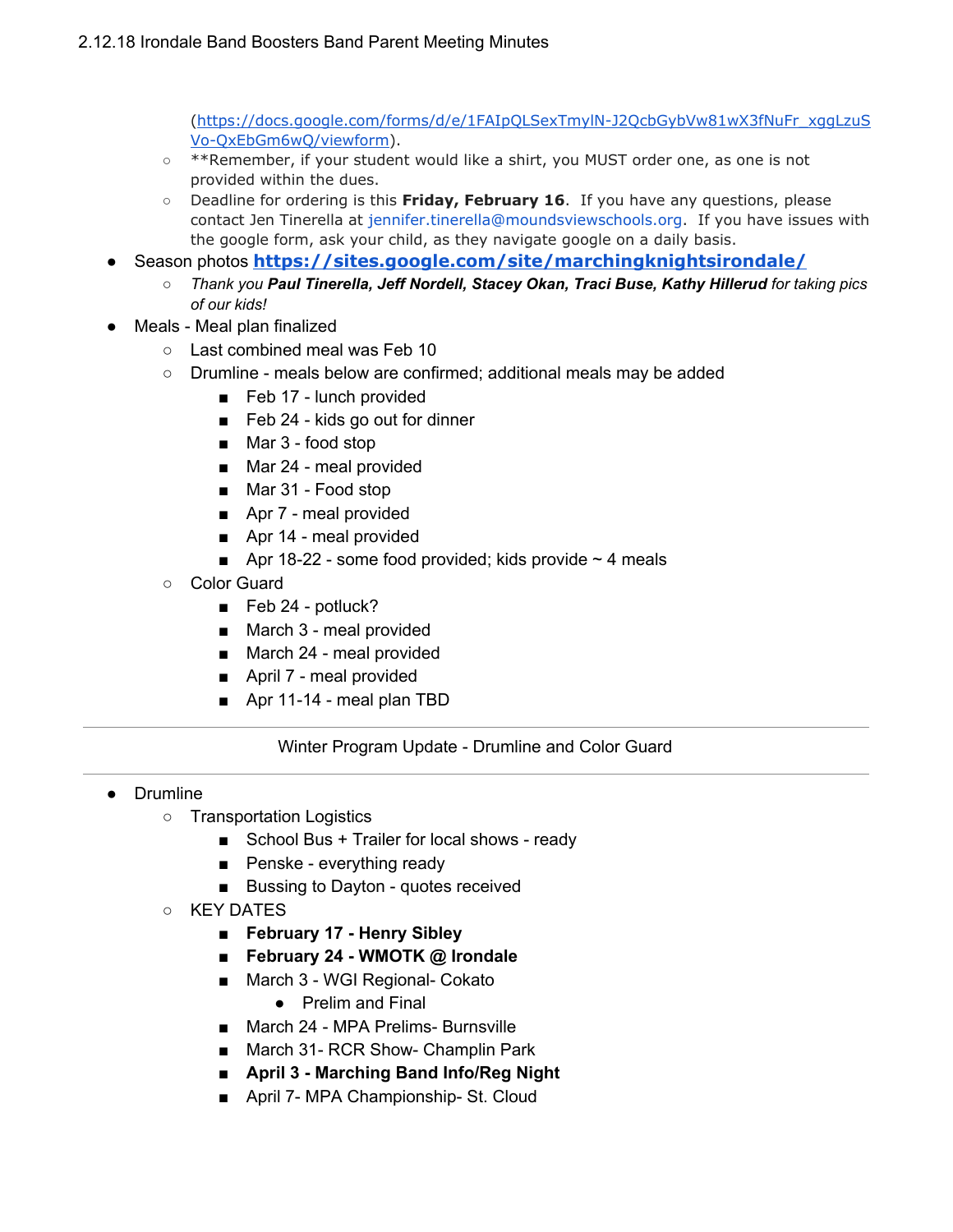(https://docs.google.com/forms/d/e/1FAIpQLSexTmylN-J2QcbGybVw81wX3fNuFr_xggLzuSVo-QxEbGm6wQ/viewform).
    - **Remember, if your student would like a shirt, you MUST order one, as one is not provided within the dues.
    - Deadline for ordering is this **Friday, February 16**. If you have any questions, please contact Jen Tinerella at jennifer.tinerella@moundsviewschools.org. If you have issues with the google form, ask your child, as they navigate google on a daily basis.
- Season photos **https://sites.google.com/site/marchingknightsirondale/**
    - *Thank you **Paul Tinerella, Jeff Nordell, Stacey Okan, Traci Buse, Kathy Hillerud** for taking pics of our kids!*
- Meals - Meal plan finalized
    - Last combined meal was Feb 10
    - Drumline - meals below are confirmed; additional meals may be added
        - Feb 17 - lunch provided
        - Feb 24 - kids go out for dinner
        - Mar 3 - food stop
        - Mar 24 - meal provided
        - Mar 31 - Food stop
        - Apr 7 - meal provided
        - Apr 14 - meal provided
        - Apr 18-22 - some food provided; kids provide ~ 4 meals
    - Color Guard
        - Feb 24 - potluck?
        - March 3 - meal provided
        - March 24 - meal provided
        - April 7 - meal provided
        - Apr 11-14 - meal plan TBD

---

Winter Program Update - Drumline and Color Guard

---

- Drumline
    - Transportation Logistics
        - School Bus + Trailer for local shows - ready
        - Penske - everything ready
        - Bussing to Dayton - quotes received
    - KEY DATES
        - **February 17 - Henry Sibley**
        - **February 24 - WMOTK @ Irondale**
        - March 3 - WGI Regional- Cokato
            - Prelim and Final
        - March 24 - MPA Prelims- Burnsville
        - March 31- RCR Show- Champlin Park
        - **April 3 - Marching Band Info/Reg Night**
        - April 7- MPA Championship- St. Cloud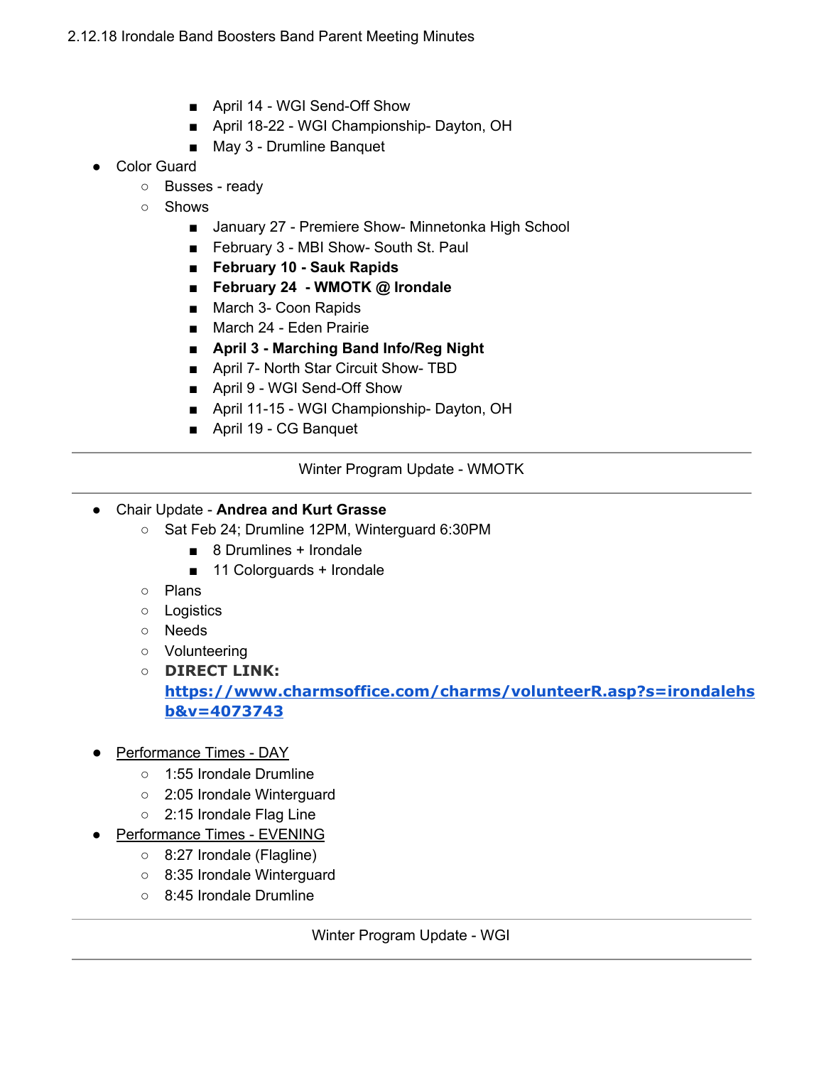- April 14 - WGI Send-Off Show
        - April 18-22 - WGI Championship- Dayton, OH
        - May 3 - Drumline Banquet
- Color Guard
    - Busses - ready
    - Shows
        - January 27 - Premiere Show- Minnetonka High School
        - February 3 - MBI Show- South St. Paul
        - **February 10 - Sauk Rapids**
        - **February 24 - WMOTK @ Irondale**
        - March 3- Coon Rapids
        - March 24 - Eden Prairie
        - **April 3 - Marching Band Info/Reg Night**
        - April 7- North Star Circuit Show- TBD
        - April 9 - WGI Send-Off Show
        - April 11-15 - WGI Championship- Dayton, OH
        - April 19 - CG Banquet

---

Winter Program Update - WMOTK

---

- Chair Update - **Andrea and Kurt Grasse**
    - Sat Feb 24; Drumline 12PM, Winterguard 6:30PM
        - 8 Drumlines + Irondale
        - 11 Colorguards + Irondale
    - Plans
    - Logistics
    - Needs
    - Volunteering
    - **DIRECT LINK: https://www.charmsoffice.com/charms/volunteerR.asp?s=irondalehsb&v=4073743**

- Performance Times - DAY
    - 1:55 Irondale Drumline
    - 2:05 Irondale Winterguard
    - 2:15 Irondale Flag Line
- Performance Times - EVENING
    - 8:27 Irondale (Flagline)
    - 8:35 Irondale Winterguard
    - 8:45 Irondale Drumline

---

Winter Program Update - WGI

---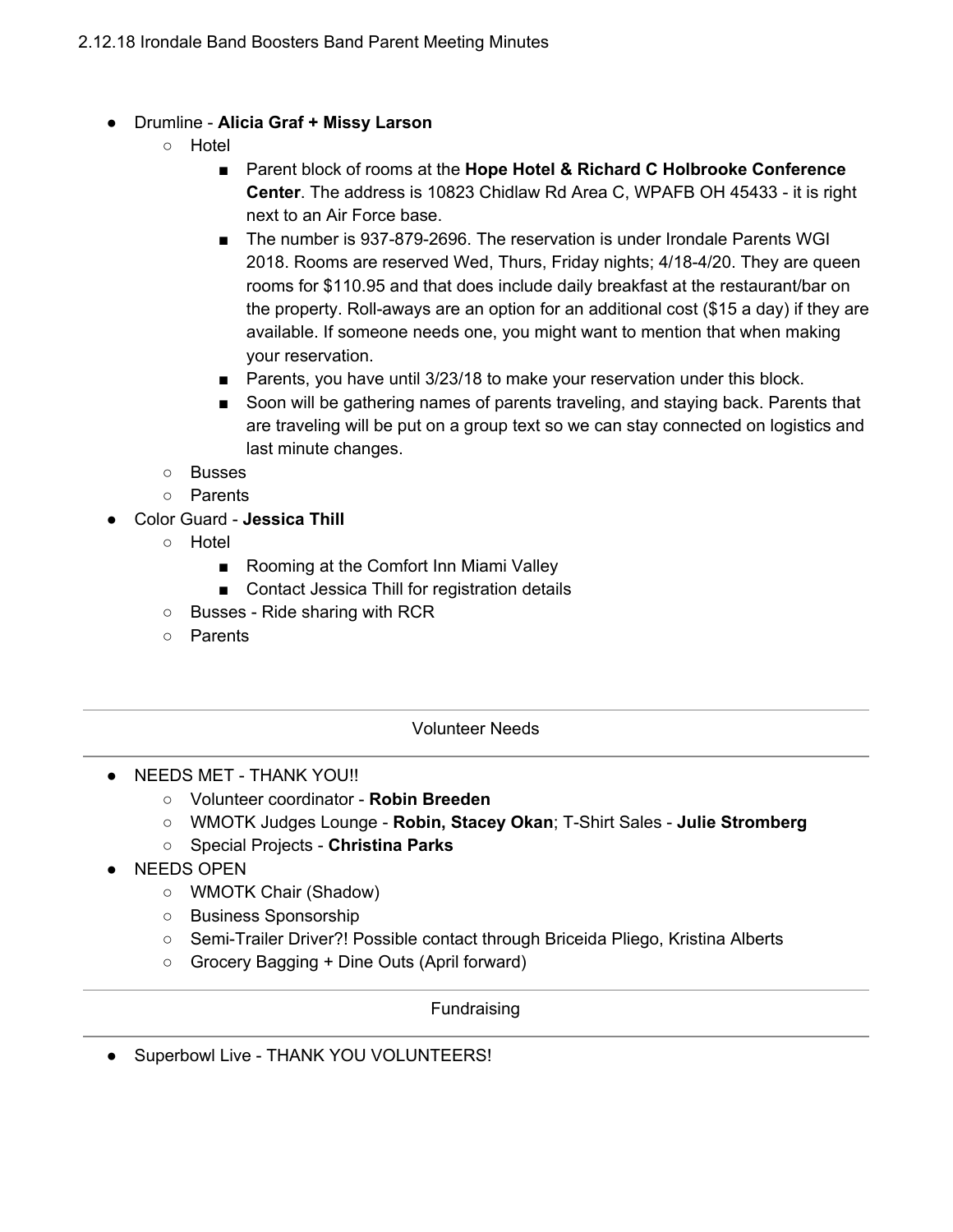- Drumline - **Alicia Graf + Missy Larson**
  - Hotel
    - Parent block of rooms at the **Hope Hotel & Richard C Holbrooke Conference Center**. The address is 10823 Chidlaw Rd Area C, WPAFB OH 45433 - it is right next to an Air Force base.
    - The number is 937-879-2696. The reservation is under Irondale Parents WGI 2018. Rooms are reserved Wed, Thurs, Friday nights; 4/18-4/20. They are queen rooms for $110.95 and that does include daily breakfast at the restaurant/bar on the property. Roll-aways are an option for an additional cost ($15 a day) if they are available. If someone needs one, you might want to mention that when making your reservation.
    - Parents, you have until 3/23/18 to make your reservation under this block.
    - Soon will be gathering names of parents traveling, and staying back. Parents that are traveling will be put on a group text so we can stay connected on logistics and last minute changes.
  - Busses
  - Parents
- Color Guard - **Jessica Thill**
  - Hotel
    - Rooming at the Comfort Inn Miami Valley
    - Contact Jessica Thill for registration details
  - Busses - Ride sharing with RCR
  - Parents

---

## Volunteer Needs

---

- NEEDS MET - THANK YOU!!
  - Volunteer coordinator - **Robin Breeden**
  - WMOTK Judges Lounge - **Robin, Stacey Okan**; T-Shirt Sales - **Julie Stromberg**
  - Special Projects - **Christina Parks**
- NEEDS OPEN
  - WMOTK Chair (Shadow)
  - Business Sponsorship
  - Semi-Trailer Driver?! Possible contact through Briceida Pliego, Kristina Alberts
  - Grocery Bagging + Dine Outs (April forward)

---

## Fundraising

---

- Superbowl Live - THANK YOU VOLUNTEERS!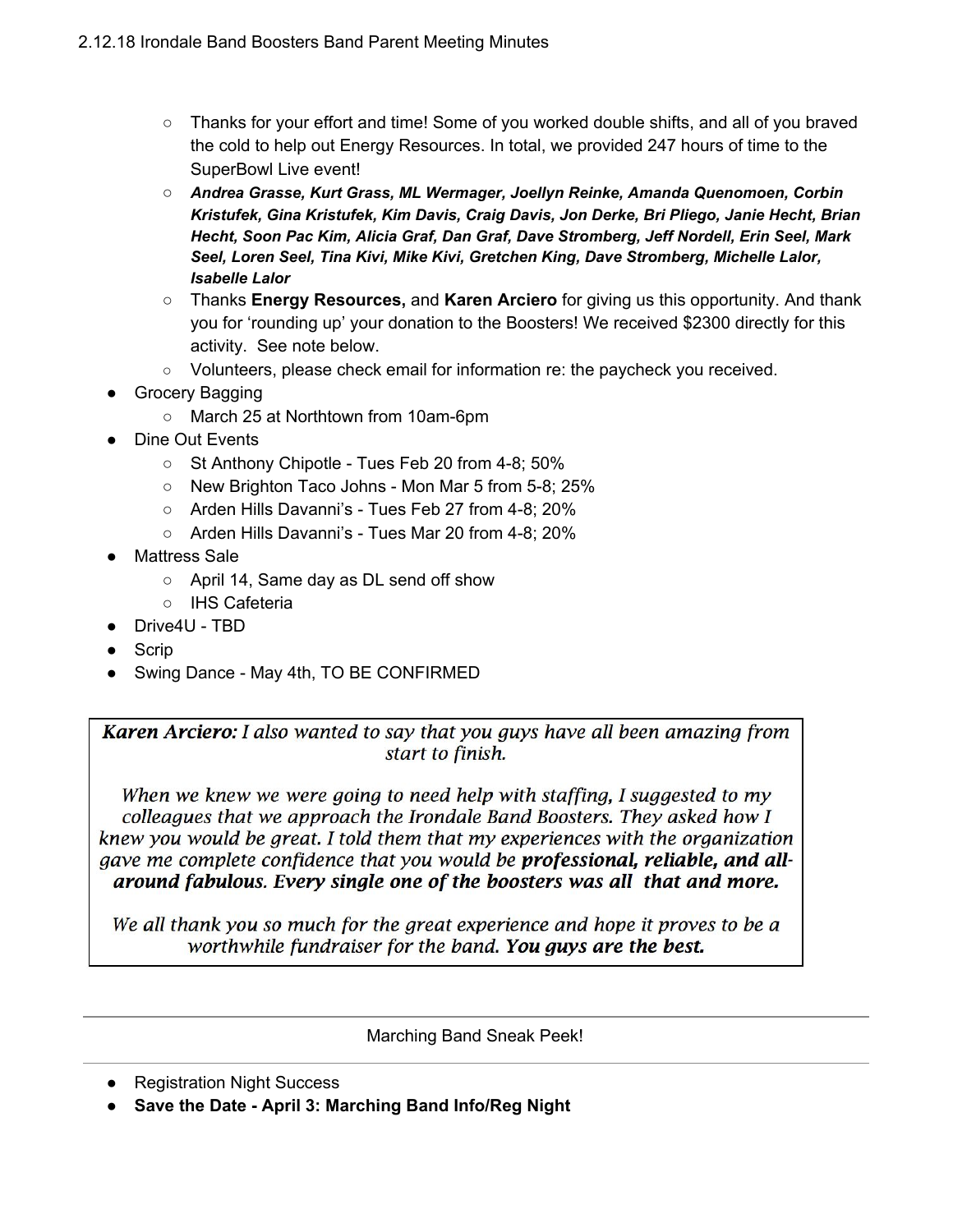- Thanks for your effort and time! Some of you worked double shifts, and all of you braved the cold to help out Energy Resources. In total, we provided 247 hours of time to the SuperBowl Live event!
  - ***Andrea Grasse, Kurt Grass, ML Wermager, Joellyn Reinke, Amanda Quenomoen, Corbin Kristufek, Gina Kristufek, Kim Davis, Craig Davis, Jon Derke, Bri Pliego, Janie Hecht, Brian Hecht, Soon Pac Kim, Alicia Graf, Dan Graf, Dave Stromberg, Jeff Nordell, Erin Seel, Mark Seel, Loren Seel, Tina Kivi, Mike Kivi, Gretchen King, Dave Stromberg, Michelle Lalor, Isabelle Lalor***
  - Thanks **Energy Resources,** and **Karen Arciero** for giving us this opportunity. And thank you for 'rounding up' your donation to the Boosters! We received $2300 directly for this activity. See note below.
  - Volunteers, please check email for information re: the paycheck you received.
- Grocery Bagging
  - March 25 at Northtown from 10am-6pm
- Dine Out Events
  - St Anthony Chipotle - Tues Feb 20 from 4-8; 50%
  - New Brighton Taco Johns - Mon Mar 5 from 5-8; 25%
  - Arden Hills Davanni's - Tues Feb 27 from 4-8; 20%
  - Arden Hills Davanni's - Tues Mar 20 from 4-8; 20%
- Mattress Sale
  - April 14, Same day as DL send off show
  - IHS Cafeteria
- Drive4U - TBD
- Scrip
- Swing Dance - May 4th, TO BE CONFIRMED

> ***Karen Arciero:*** *I also wanted to say that you guys have all been amazing from start to finish.*
>
> *When we knew we were going to need help with staffing, I suggested to my colleagues that we approach the Irondale Band Boosters. They asked how I knew you would be great. I told them that my experiences with the organization gave me complete confidence that you would be* ***professional, reliable, and all-around fabulous. Every single one of the boosters was all that and more.***
>
> *We all thank you so much for the great experience and hope it proves to be a worthwhile fundraiser for the band.* ***You guys are the best.***

---

Marching Band Sneak Peek!

---

- Registration Night Success
- **Save the Date - April 3: Marching Band Info/Reg Night**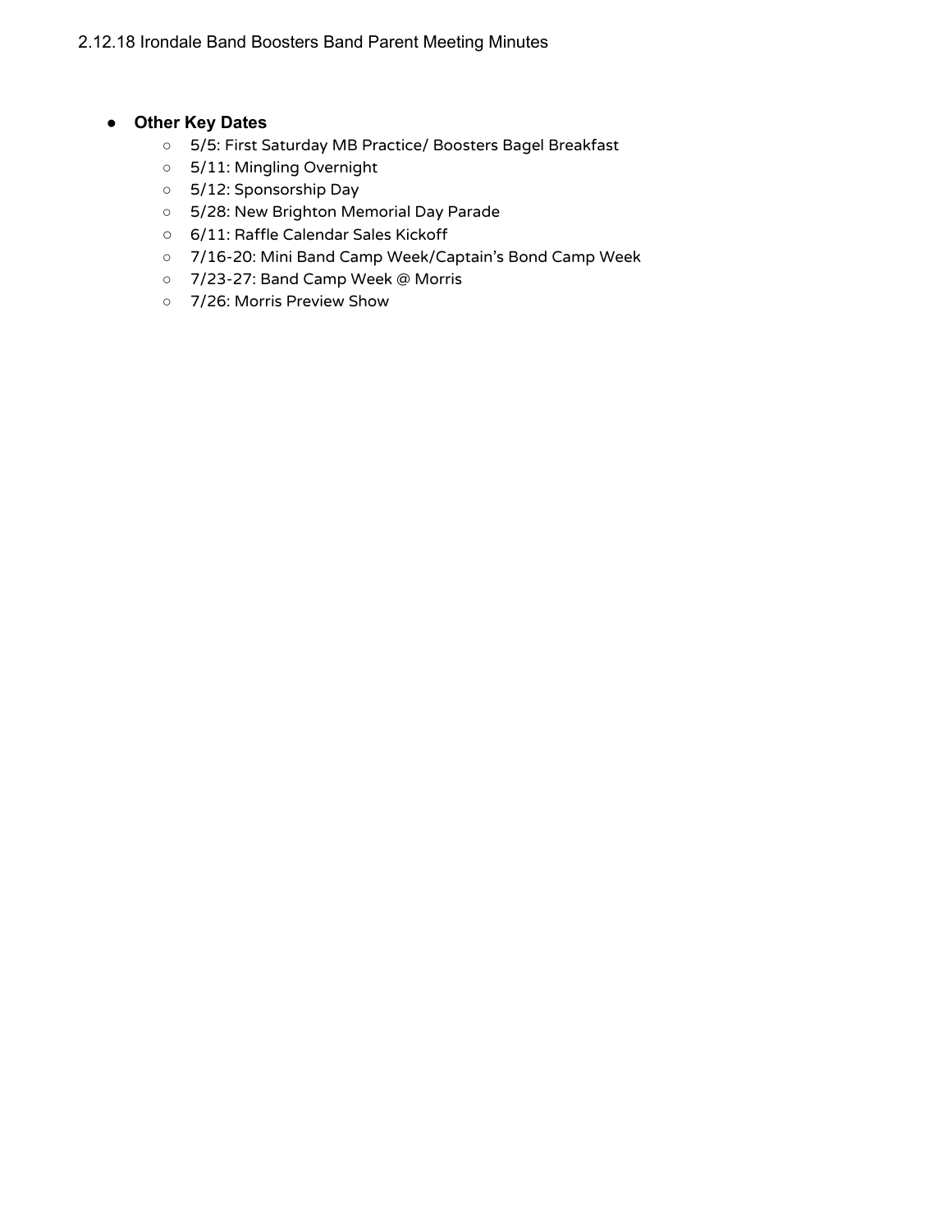- **Other Key Dates**
  - 5/5: First Saturday MB Practice/ Boosters Bagel Breakfast
  - 5/11: Mingling Overnight
  - 5/12: Sponsorship Day
  - 5/28: New Brighton Memorial Day Parade
  - 6/11: Raffle Calendar Sales Kickoff
  - 7/16-20: Mini Band Camp Week/Captain's Bond Camp Week
  - 7/23-27: Band Camp Week @ Morris
  - 7/26: Morris Preview Show